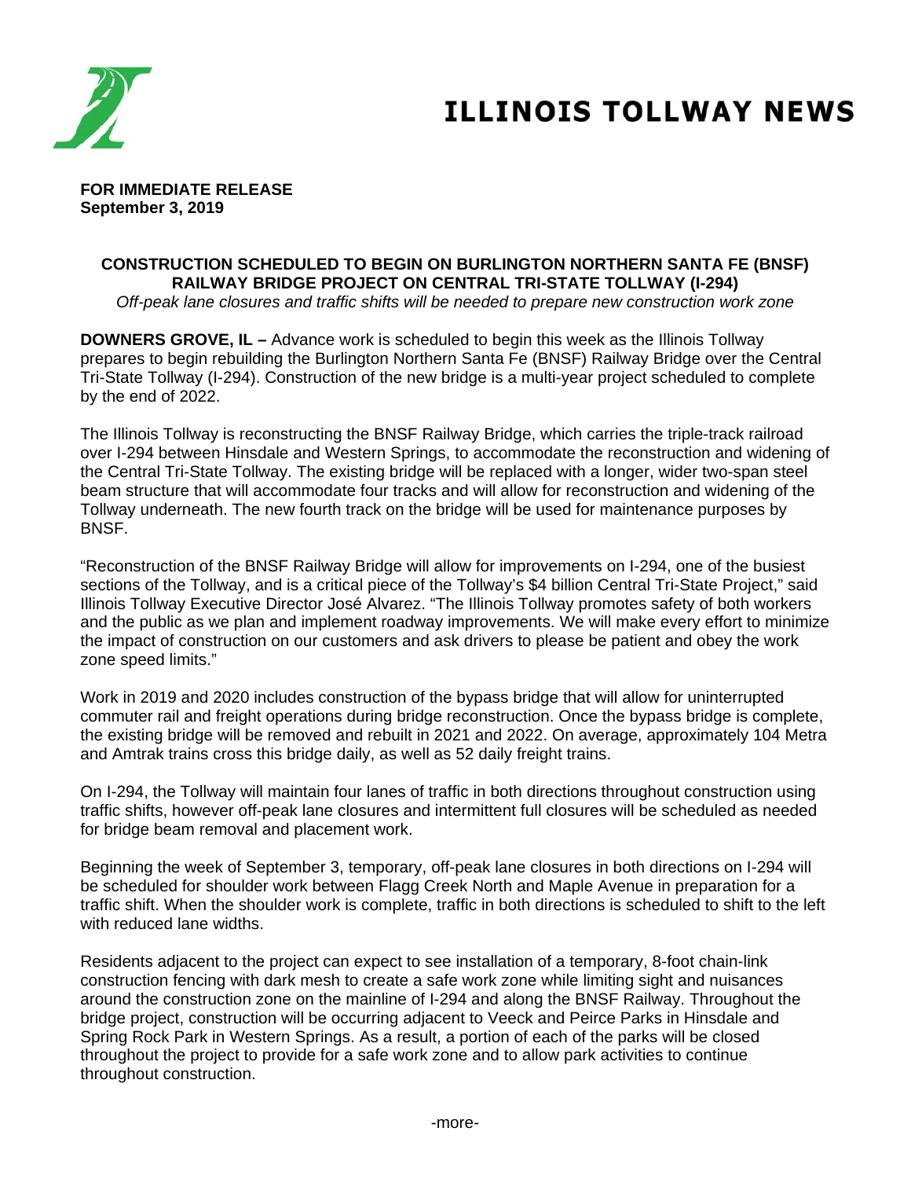# ILLINOIS TOLLWAY NEWS

**FOR IMMEDIATE RELEASE**
**September 3, 2019**

## CONSTRUCTION SCHEDULED TO BEGIN ON BURLINGTON NORTHERN SANTA FE (BNSF) RAILWAY BRIDGE PROJECT ON CENTRAL TRI-STATE TOLLWAY (I-294)

*Off-peak lane closures and traffic shifts will be needed to prepare new construction work zone*

**DOWNERS GROVE, IL –** Advance work is scheduled to begin this week as the Illinois Tollway prepares to begin rebuilding the Burlington Northern Santa Fe (BNSF) Railway Bridge over the Central Tri-State Tollway (I-294). Construction of the new bridge is a multi-year project scheduled to complete by the end of 2022.

The Illinois Tollway is reconstructing the BNSF Railway Bridge, which carries the triple-track railroad over I-294 between Hinsdale and Western Springs, to accommodate the reconstruction and widening of the Central Tri-State Tollway. The existing bridge will be replaced with a longer, wider two-span steel beam structure that will accommodate four tracks and will allow for reconstruction and widening of the Tollway underneath. The new fourth track on the bridge will be used for maintenance purposes by BNSF.

"Reconstruction of the BNSF Railway Bridge will allow for improvements on I-294, one of the busiest sections of the Tollway, and is a critical piece of the Tollway's $4 billion Central Tri-State Project," said Illinois Tollway Executive Director José Alvarez. "The Illinois Tollway promotes safety of both workers and the public as we plan and implement roadway improvements. We will make every effort to minimize the impact of construction on our customers and ask drivers to please be patient and obey the work zone speed limits."

Work in 2019 and 2020 includes construction of the bypass bridge that will allow for uninterrupted commuter rail and freight operations during bridge reconstruction. Once the bypass bridge is complete, the existing bridge will be removed and rebuilt in 2021 and 2022. On average, approximately 104 Metra and Amtrak trains cross this bridge daily, as well as 52 daily freight trains.

On I-294, the Tollway will maintain four lanes of traffic in both directions throughout construction using traffic shifts, however off-peak lane closures and intermittent full closures will be scheduled as needed for bridge beam removal and placement work.

Beginning the week of September 3, temporary, off-peak lane closures in both directions on I-294 will be scheduled for shoulder work between Flagg Creek North and Maple Avenue in preparation for a traffic shift. When the shoulder work is complete, traffic in both directions is scheduled to shift to the left with reduced lane widths.

Residents adjacent to the project can expect to see installation of a temporary, 8-foot chain-link construction fencing with dark mesh to create a safe work zone while limiting sight and nuisances around the construction zone on the mainline of I-294 and along the BNSF Railway. Throughout the bridge project, construction will be occurring adjacent to Veeck and Peirce Parks in Hinsdale and Spring Rock Park in Western Springs. As a result, a portion of each of the parks will be closed throughout the project to provide for a safe work zone and to allow park activities to continue throughout construction.

-more-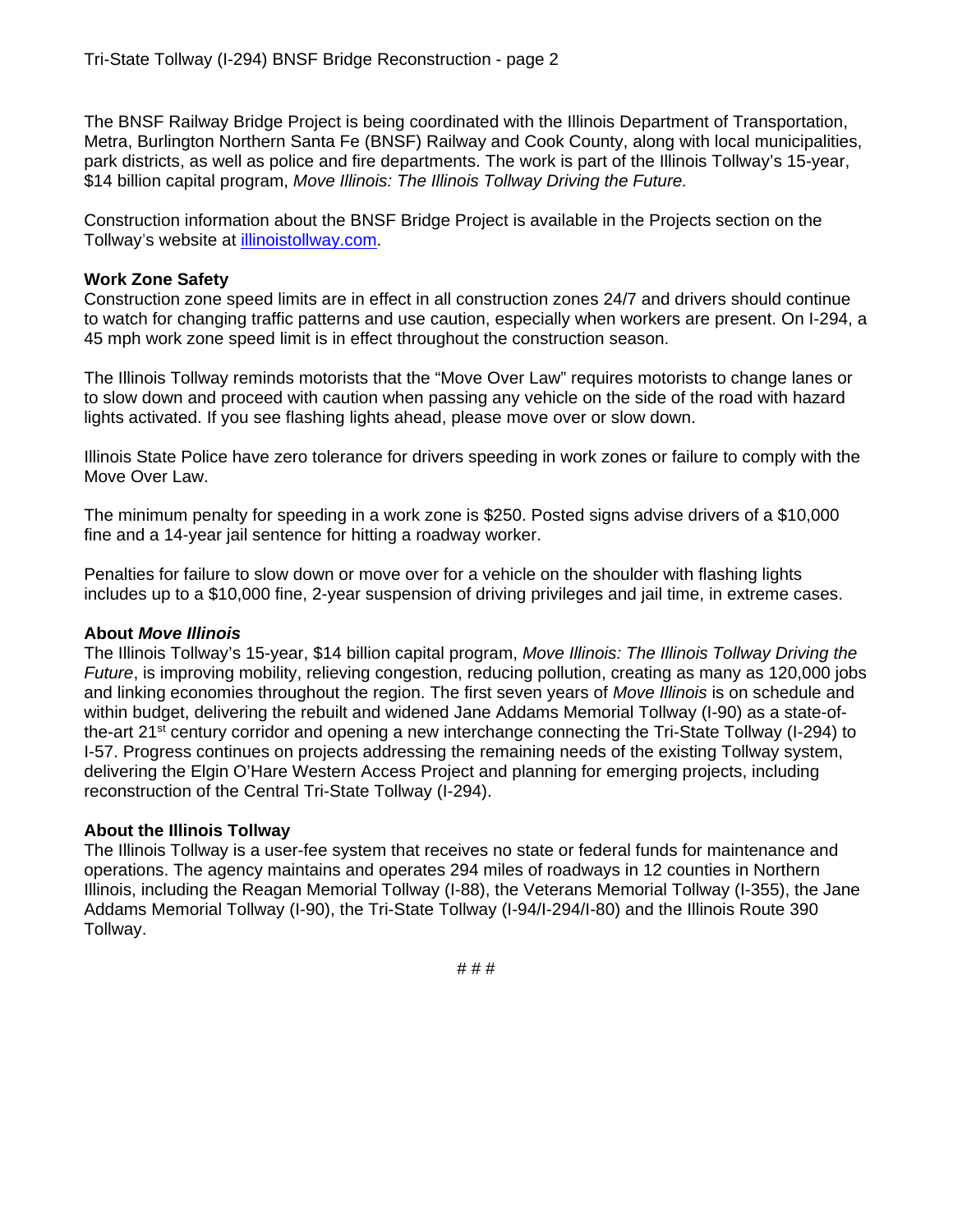The BNSF Railway Bridge Project is being coordinated with the Illinois Department of Transportation, Metra, Burlington Northern Santa Fe (BNSF) Railway and Cook County, along with local municipalities, park districts, as well as police and fire departments. The work is part of the Illinois Tollway's 15-year, $14 billion capital program, *Move Illinois: The Illinois Tollway Driving the Future.*

Construction information about the BNSF Bridge Project is available in the Projects section on the Tollway's website at [illinoistollway.com](illinoistollway.com).

**Work Zone Safety**
Construction zone speed limits are in effect in all construction zones 24/7 and drivers should continue to watch for changing traffic patterns and use caution, especially when workers are present. On I-294, a 45 mph work zone speed limit is in effect throughout the construction season.

The Illinois Tollway reminds motorists that the "Move Over Law" requires motorists to change lanes or to slow down and proceed with caution when passing any vehicle on the side of the road with hazard lights activated. If you see flashing lights ahead, please move over or slow down.

Illinois State Police have zero tolerance for drivers speeding in work zones or failure to comply with the Move Over Law.

The minimum penalty for speeding in a work zone is $250. Posted signs advise drivers of a $10,000 fine and a 14-year jail sentence for hitting a roadway worker.

Penalties for failure to slow down or move over for a vehicle on the shoulder with flashing lights includes up to a $10,000 fine, 2-year suspension of driving privileges and jail time, in extreme cases.

**About *Move Illinois***
The Illinois Tollway's 15-year, $14 billion capital program, *Move Illinois: The Illinois Tollway Driving the Future*, is improving mobility, relieving congestion, reducing pollution, creating as many as 120,000 jobs and linking economies throughout the region. The first seven years of *Move Illinois* is on schedule and within budget, delivering the rebuilt and widened Jane Addams Memorial Tollway (I-90) as a state-of-the-art 21st century corridor and opening a new interchange connecting the Tri-State Tollway (I-294) to I-57. Progress continues on projects addressing the remaining needs of the existing Tollway system, delivering the Elgin O'Hare Western Access Project and planning for emerging projects, including reconstruction of the Central Tri-State Tollway (I-294).

**About the Illinois Tollway**
The Illinois Tollway is a user-fee system that receives no state or federal funds for maintenance and operations. The agency maintains and operates 294 miles of roadways in 12 counties in Northern Illinois, including the Reagan Memorial Tollway (I-88), the Veterans Memorial Tollway (I-355), the Jane Addams Memorial Tollway (I-90), the Tri-State Tollway (I-94/I-294/I-80) and the Illinois Route 390 Tollway.

# # #